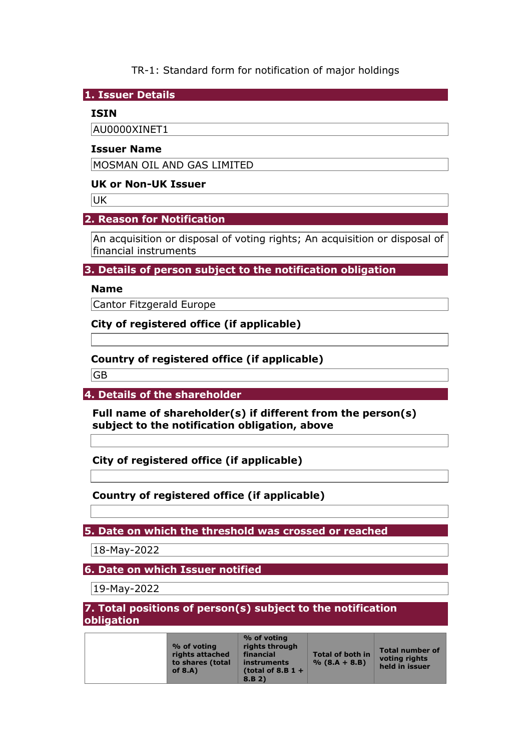TR-1: Standard form for notification of major holdings

## 1. Issuer Details

**ISIN**

AU0000XINET1

**Issuer Name**

MOSMAN OIL AND GAS LIMITED

**UK or Non-UK Issuer**

UK

## 2. Reason for Notification

An acquisition or disposal of voting rights; An acquisition or disposal of financial instruments

## 3. Details of person subject to the notification obligation

**Name**

Cantor Fitzgerald Europe

**City of registered office (if applicable)**

**Country of registered office (if applicable)**

GB

## 4. Details of the shareholder

**Full name of shareholder(s) if different from the person(s) subject to the notification obligation, above**

**City of registered office (if applicable)**

**Country of registered office (if applicable)**

## 5. Date on which the threshold was crossed or reached

18-May-2022

## 6. Date on which Issuer notified

19-May-2022

## 7. Total positions of person(s) subject to the notification obligation

| | % of voting rights attached to shares (total of 8.A) | % of voting rights through financial instruments (total of 8.B 1 + 8.B 2) | Total of both in % (8.A + 8.B) | Total number of voting rights held in issuer |
|---|---|---|---|---|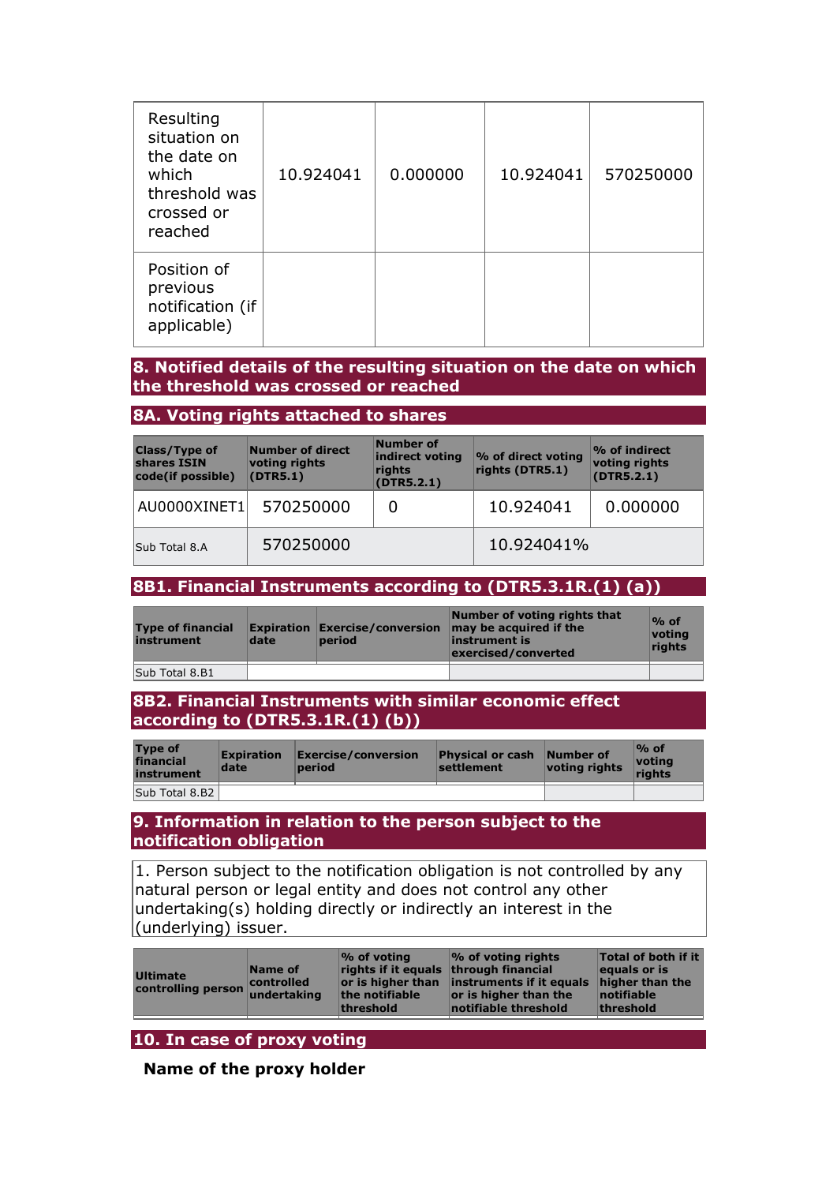| | | | | |
|---|---|---|---|---|
| Resulting situation on the date on which threshold was crossed or reached | 10.924041 | 0.000000 | 10.924041 | 570250000 |
| Position of previous notification (if applicable) | | | | |

## 8. Notified details of the resulting situation on the date on which the threshold was crossed or reached

### 8A. Voting rights attached to shares

| Class/Type of shares ISIN code(if possible) | Number of direct voting rights (DTR5.1) | Number of indirect voting rights (DTR5.2.1) | % of direct voting rights (DTR5.1) | % of indirect voting rights (DTR5.2.1) |
|---|---|---|---|---|
| AU0000XINET1 | 570250000 | 0 | 10.924041 | 0.000000 |
| Sub Total 8.A | 570250000 | | 10.924041% | |

### 8B1. Financial Instruments according to (DTR5.3.1R.(1) (a))

| Type of financial instrument | Expiration date | Exercise/conversion period | Number of voting rights that may be acquired if the instrument is exercised/converted | % of voting rights |
|---|---|---|---|---|
| Sub Total 8.B1 | | | | |

### 8B2. Financial Instruments with similar economic effect according to (DTR5.3.1R.(1) (b))

| Type of financial instrument | Expiration date | Exercise/conversion period | Physical or cash settlement | Number of voting rights | % of voting rights |
|---|---|---|---|---|---|
| Sub Total 8.B2 | | | | | |

## 9. Information in relation to the person subject to the notification obligation

1. Person subject to the notification obligation is not controlled by any natural person or legal entity and does not control any other undertaking(s) holding directly or indirectly an interest in the (underlying) issuer.

| Ultimate controlling person | Name of controlled undertaking | % of voting rights if it equals or is higher than the notifiable threshold | % of voting rights through financial instruments if it equals or is higher than the notifiable threshold | Total of both if it equals or is higher than the notifiable threshold |
|---|---|---|---|---|

## 10. In case of proxy voting

**Name of the proxy holder**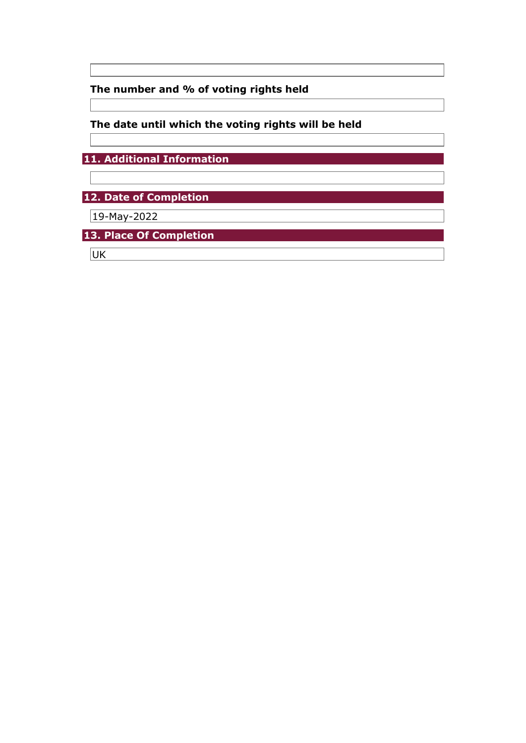**The number and % of voting rights held**

**The date until which the voting rights will be held**

## 11. Additional Information

## 12. Date of Completion

19-May-2022

## 13. Place Of Completion

UK